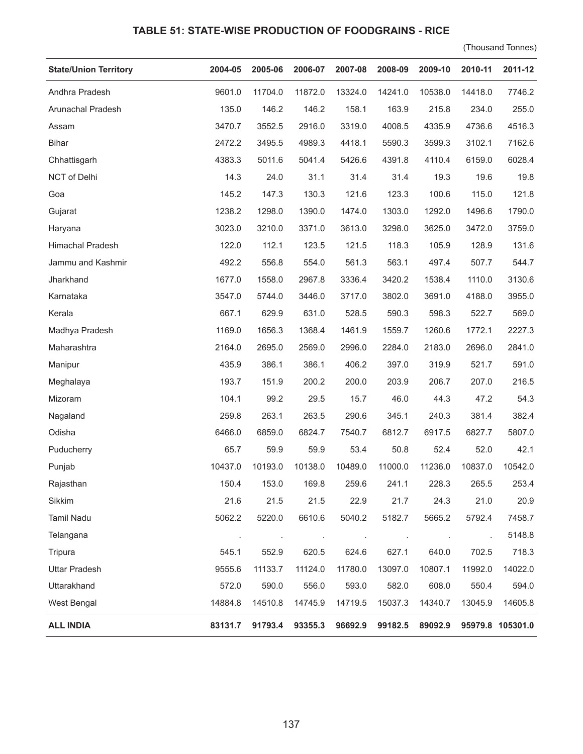### TABLE 51: STATE-WISE PRODUCTION OF FOODGRAINS - RICE

(Thousand Tonnes)

| State/Union Territory | 2004-05 | 2005-06 | 2006-07 | 2007-08 | 2008-09 | 2009-10 | 2010-11 | 2011-12 |
|---|---|---|---|---|---|---|---|---|
| Andhra Pradesh | 9601.0 | 11704.0 | 11872.0 | 13324.0 | 14241.0 | 10538.0 | 14418.0 | 7746.2 |
| Arunachal Pradesh | 135.0 | 146.2 | 146.2 | 158.1 | 163.9 | 215.8 | 234.0 | 255.0 |
| Assam | 3470.7 | 3552.5 | 2916.0 | 3319.0 | 4008.5 | 4335.9 | 4736.6 | 4516.3 |
| Bihar | 2472.2 | 3495.5 | 4989.3 | 4418.1 | 5590.3 | 3599.3 | 3102.1 | 7162.6 |
| Chhattisgarh | 4383.3 | 5011.6 | 5041.4 | 5426.6 | 4391.8 | 4110.4 | 6159.0 | 6028.4 |
| NCT of Delhi | 14.3 | 24.0 | 31.1 | 31.4 | 31.4 | 19.3 | 19.6 | 19.8 |
| Goa | 145.2 | 147.3 | 130.3 | 121.6 | 123.3 | 100.6 | 115.0 | 121.8 |
| Gujarat | 1238.2 | 1298.0 | 1390.0 | 1474.0 | 1303.0 | 1292.0 | 1496.6 | 1790.0 |
| Haryana | 3023.0 | 3210.0 | 3371.0 | 3613.0 | 3298.0 | 3625.0 | 3472.0 | 3759.0 |
| Himachal Pradesh | 122.0 | 112.1 | 123.5 | 121.5 | 118.3 | 105.9 | 128.9 | 131.6 |
| Jammu and Kashmir | 492.2 | 556.8 | 554.0 | 561.3 | 563.1 | 497.4 | 507.7 | 544.7 |
| Jharkhand | 1677.0 | 1558.0 | 2967.8 | 3336.4 | 3420.2 | 1538.4 | 1110.0 | 3130.6 |
| Karnataka | 3547.0 | 5744.0 | 3446.0 | 3717.0 | 3802.0 | 3691.0 | 4188.0 | 3955.0 |
| Kerala | 667.1 | 629.9 | 631.0 | 528.5 | 590.3 | 598.3 | 522.7 | 569.0 |
| Madhya Pradesh | 1169.0 | 1656.3 | 1368.4 | 1461.9 | 1559.7 | 1260.6 | 1772.1 | 2227.3 |
| Maharashtra | 2164.0 | 2695.0 | 2569.0 | 2996.0 | 2284.0 | 2183.0 | 2696.0 | 2841.0 |
| Manipur | 435.9 | 386.1 | 386.1 | 406.2 | 397.0 | 319.9 | 521.7 | 591.0 |
| Meghalaya | 193.7 | 151.9 | 200.2 | 200.0 | 203.9 | 206.7 | 207.0 | 216.5 |
| Mizoram | 104.1 | 99.2 | 29.5 | 15.7 | 46.0 | 44.3 | 47.2 | 54.3 |
| Nagaland | 259.8 | 263.1 | 263.5 | 290.6 | 345.1 | 240.3 | 381.4 | 382.4 |
| Odisha | 6466.0 | 6859.0 | 6824.7 | 7540.7 | 6812.7 | 6917.5 | 6827.7 | 5807.0 |
| Puducherry | 65.7 | 59.9 | 59.9 | 53.4 | 50.8 | 52.4 | 52.0 | 42.1 |
| Punjab | 10437.0 | 10193.0 | 10138.0 | 10489.0 | 11000.0 | 11236.0 | 10837.0 | 10542.0 |
| Rajasthan | 150.4 | 153.0 | 169.8 | 259.6 | 241.1 | 228.3 | 265.5 | 253.4 |
| Sikkim | 21.6 | 21.5 | 21.5 | 22.9 | 21.7 | 24.3 | 21.0 | 20.9 |
| Tamil Nadu | 5062.2 | 5220.0 | 6610.6 | 5040.2 | 5182.7 | 5665.2 | 5792.4 | 7458.7 |
| Telangana | . | . | . | . | . | . | . | 5148.8 |
| Tripura | 545.1 | 552.9 | 620.5 | 624.6 | 627.1 | 640.0 | 702.5 | 718.3 |
| Uttar Pradesh | 9555.6 | 11133.7 | 11124.0 | 11780.0 | 13097.0 | 10807.1 | 11992.0 | 14022.0 |
| Uttarakhand | 572.0 | 590.0 | 556.0 | 593.0 | 582.0 | 608.0 | 550.4 | 594.0 |
| West Bengal | 14884.8 | 14510.8 | 14745.9 | 14719.5 | 15037.3 | 14340.7 | 13045.9 | 14605.8 |
| **ALL INDIA** | **83131.7** | **91793.4** | **93355.3** | **96692.9** | **99182.5** | **89092.9** | **95979.8** | **105301.0** |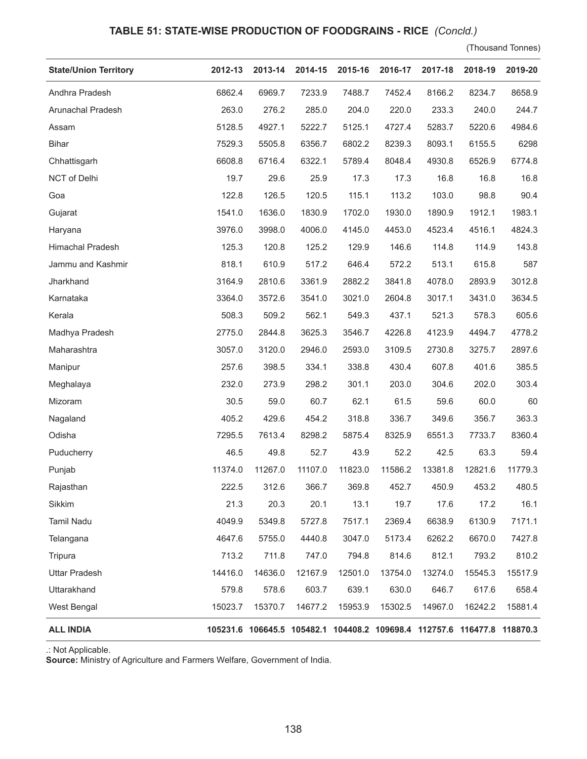## TABLE 51: STATE-WISE PRODUCTION OF FOODGRAINS - RICE *(Concld.)*

(Thousand Tonnes)

| State/Union Territory | 2012-13 | 2013-14 | 2014-15 | 2015-16 | 2016-17 | 2017-18 | 2018-19 | 2019-20 |
|---|---|---|---|---|---|---|---|---|
| Andhra Pradesh | 6862.4 | 6969.7 | 7233.9 | 7488.7 | 7452.4 | 8166.2 | 8234.7 | 8658.9 |
| Arunachal Pradesh | 263.0 | 276.2 | 285.0 | 204.0 | 220.0 | 233.3 | 240.0 | 244.7 |
| Assam | 5128.5 | 4927.1 | 5222.7 | 5125.1 | 4727.4 | 5283.7 | 5220.6 | 4984.6 |
| Bihar | 7529.3 | 5505.8 | 6356.7 | 6802.2 | 8239.3 | 8093.1 | 6155.5 | 6298 |
| Chhattisgarh | 6608.8 | 6716.4 | 6322.1 | 5789.4 | 8048.4 | 4930.8 | 6526.9 | 6774.8 |
| NCT of Delhi | 19.7 | 29.6 | 25.9 | 17.3 | 17.3 | 16.8 | 16.8 | 16.8 |
| Goa | 122.8 | 126.5 | 120.5 | 115.1 | 113.2 | 103.0 | 98.8 | 90.4 |
| Gujarat | 1541.0 | 1636.0 | 1830.9 | 1702.0 | 1930.0 | 1890.9 | 1912.1 | 1983.1 |
| Haryana | 3976.0 | 3998.0 | 4006.0 | 4145.0 | 4453.0 | 4523.4 | 4516.1 | 4824.3 |
| Himachal Pradesh | 125.3 | 120.8 | 125.2 | 129.9 | 146.6 | 114.8 | 114.9 | 143.8 |
| Jammu and Kashmir | 818.1 | 610.9 | 517.2 | 646.4 | 572.2 | 513.1 | 615.8 | 587 |
| Jharkhand | 3164.9 | 2810.6 | 3361.9 | 2882.2 | 3841.8 | 4078.0 | 2893.9 | 3012.8 |
| Karnataka | 3364.0 | 3572.6 | 3541.0 | 3021.0 | 2604.8 | 3017.1 | 3431.0 | 3634.5 |
| Kerala | 508.3 | 509.2 | 562.1 | 549.3 | 437.1 | 521.3 | 578.3 | 605.6 |
| Madhya Pradesh | 2775.0 | 2844.8 | 3625.3 | 3546.7 | 4226.8 | 4123.9 | 4494.7 | 4778.2 |
| Maharashtra | 3057.0 | 3120.0 | 2946.0 | 2593.0 | 3109.5 | 2730.8 | 3275.7 | 2897.6 |
| Manipur | 257.6 | 398.5 | 334.1 | 338.8 | 430.4 | 607.8 | 401.6 | 385.5 |
| Meghalaya | 232.0 | 273.9 | 298.2 | 301.1 | 203.0 | 304.6 | 202.0 | 303.4 |
| Mizoram | 30.5 | 59.0 | 60.7 | 62.1 | 61.5 | 59.6 | 60.0 | 60 |
| Nagaland | 405.2 | 429.6 | 454.2 | 318.8 | 336.7 | 349.6 | 356.7 | 363.3 |
| Odisha | 7295.5 | 7613.4 | 8298.2 | 5875.4 | 8325.9 | 6551.3 | 7733.7 | 8360.4 |
| Puducherry | 46.5 | 49.8 | 52.7 | 43.9 | 52.2 | 42.5 | 63.3 | 59.4 |
| Punjab | 11374.0 | 11267.0 | 11107.0 | 11823.0 | 11586.2 | 13381.8 | 12821.6 | 11779.3 |
| Rajasthan | 222.5 | 312.6 | 366.7 | 369.8 | 452.7 | 450.9 | 453.2 | 480.5 |
| Sikkim | 21.3 | 20.3 | 20.1 | 13.1 | 19.7 | 17.6 | 17.2 | 16.1 |
| Tamil Nadu | 4049.9 | 5349.8 | 5727.8 | 7517.1 | 2369.4 | 6638.9 | 6130.9 | 7171.1 |
| Telangana | 4647.6 | 5755.0 | 4440.8 | 3047.0 | 5173.4 | 6262.2 | 6670.0 | 7427.8 |
| Tripura | 713.2 | 711.8 | 747.0 | 794.8 | 814.6 | 812.1 | 793.2 | 810.2 |
| Uttar Pradesh | 14416.0 | 14636.0 | 12167.9 | 12501.0 | 13754.0 | 13274.0 | 15545.3 | 15517.9 |
| Uttarakhand | 579.8 | 578.6 | 603.7 | 639.1 | 630.0 | 646.7 | 617.6 | 658.4 |
| West Bengal | 15023.7 | 15370.7 | 14677.2 | 15953.9 | 15302.5 | 14967.0 | 16242.2 | 15881.4 |
| **ALL INDIA** | **105231.6** | **106645.5** | **105482.1** | **104408.2** | **109698.4** | **112757.6** | **116477.8** | **118870.3** |

.: Not Applicable.

**Source:** Ministry of Agriculture and Farmers Welfare, Government of India.